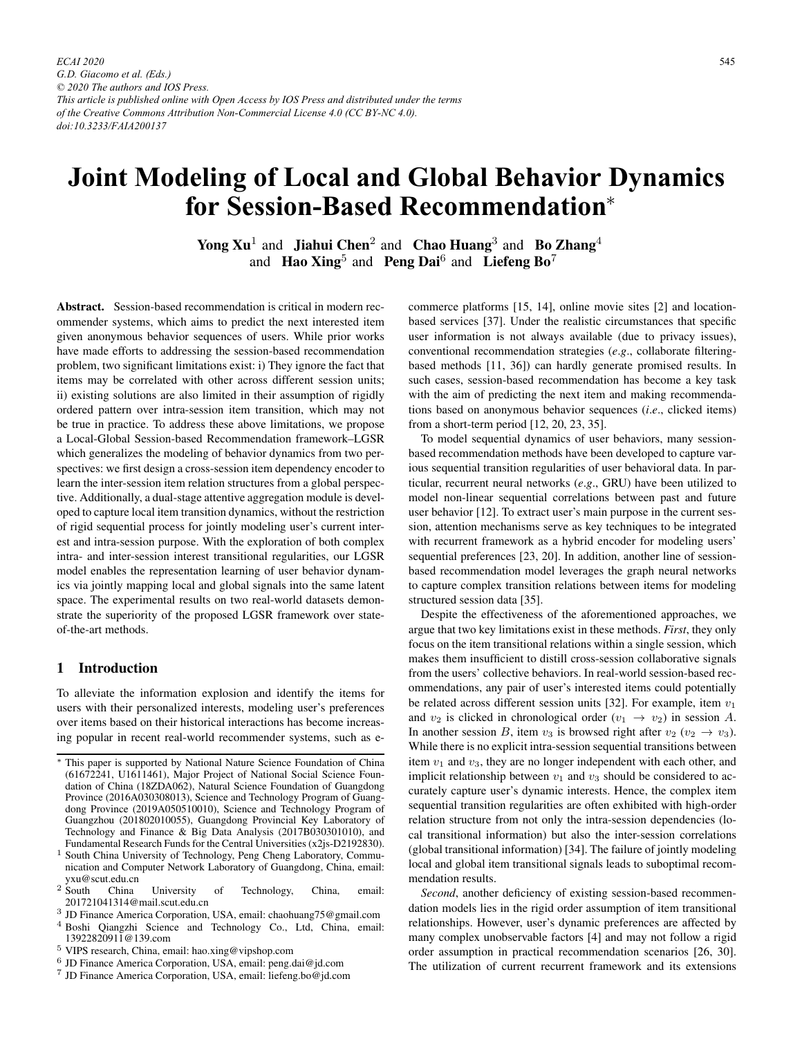# Joint Modeling of Local and Global Behavior Dynamics for Session-Based Recommendation*

**Yong Xu**[1] and **Jiahui Chen**[2] and **Chao Huang**[3] and **Bo Zhang**[4] and **Hao Xing**[5] and **Peng Dai**[6] and **Liefeng Bo**[7]

**Abstract.** Session-based recommendation is critical in modern recommender systems, which aims to predict the next interested item given anonymous behavior sequences of users. While prior works have made efforts to addressing the session-based recommendation problem, two significant limitations exist: i) They ignore the fact that items may be correlated with other across different session units; ii) existing solutions are also limited in their assumption of rigidly ordered pattern over intra-session item transition, which may not be true in practice. To address these above limitations, we propose a Local-Global Session-based Recommendation framework–LGSR which generalizes the modeling of behavior dynamics from two perspectives: we first design a cross-session item dependency encoder to learn the inter-session item relation structures from a global perspective. Additionally, a dual-stage attentive aggregation module is developed to capture local item transition dynamics, without the restriction of rigid sequential process for jointly modeling user's current interest and intra-session purpose. With the exploration of both complex intra- and inter-session interest transitional regularities, our LGSR model enables the representation learning of user behavior dynamics via jointly mapping local and global signals into the same latent space. The experimental results on two real-world datasets demonstrate the superiority of the proposed LGSR framework over state-of-the-art methods.

## 1 Introduction

To alleviate the information explosion and identify the items for users with their personalized interests, modeling user's preferences over items based on their historical interactions has become increasing popular in recent real-world recommender systems, such as e-commerce platforms [15, 14], online movie sites [2] and location-based services [37]. Under the realistic circumstances that specific user information is not always available (due to privacy issues), conventional recommendation strategies (*e.g*., collaborate filtering-based methods [11, 36]) can hardly generate promised results. In such cases, session-based recommendation has become a key task with the aim of predicting the next item and making recommendations based on anonymous behavior sequences (*i.e*., clicked items) from a short-term period [12, 20, 23, 35].

To model sequential dynamics of user behaviors, many session-based recommendation methods have been developed to capture various sequential transition regularities of user behavioral data. In particular, recurrent neural networks (*e.g*., GRU) have been utilized to model non-linear sequential correlations between past and future user behavior [12]. To extract user's main purpose in the current session, attention mechanisms serve as key techniques to be integrated with recurrent framework as a hybrid encoder for modeling users' sequential preferences [23, 20]. In addition, another line of session-based recommendation model leverages the graph neural networks to capture complex transition relations between items for modeling structured session data [35].

Despite the effectiveness of the aforementioned approaches, we argue that two key limitations exist in these methods. *First*, they only focus on the item transitional relations within a single session, which makes them insufficient to distill cross-session collaborative signals from the users' collective behaviors. In real-world session-based recommendations, any pair of user's interested items could potentially be related across different session units [32]. For example, item $v_1$ and $v_2$ is clicked in chronological order ($v_1 \rightarrow v_2$) in session $A$. In another session $B$, item $v_3$ is browsed right after $v_2$ ($v_2 \rightarrow v_3$). While there is no explicit intra-session sequential transitions between item $v_1$ and $v_3$, they are no longer independent with each other, and implicit relationship between $v_1$ and $v_3$ should be considered to accurately capture user's dynamic interests. Hence, the complex item sequential transition regularities are often exhibited with high-order relation structure from not only the intra-session dependencies (local transitional information) but also the inter-session correlations (global transitional information) [34]. The failure of jointly modeling local and global item transitional signals leads to suboptimal recommendation results.

*Second*, another deficiency of existing session-based recommendation models lies in the rigid order assumption of item transitional relationships. However, user's dynamic preferences are affected by many complex unobservable factors [4] and may not follow a rigid order assumption in practical recommendation scenarios [26, 30]. The utilization of current recurrent framework and its extensions

---

* This paper is supported by National Nature Science Foundation of China (61672241, U1611461), Major Project of National Social Science Foundation of China (18ZDA062), Natural Science Foundation of Guangdong Province (2016A030308013), Science and Technology Program of Guangdong Province (2019A050510010), Science and Technology Program of Guangzhou (201802010055), Guangdong Provincial Key Laboratory of Technology and Finance & Big Data Analysis (2017B030301010), and Fundamental Research Funds for the Central Universities (x2js-D2192830).

[1] South China University of Technology, Peng Cheng Laboratory, Communication and Computer Network Laboratory of Guangdong, China, email: yxu@scut.edu.cn

[2] South China University of Technology, China, email: 201721041314@mail.scut.edu.cn

[3] JD Finance America Corporation, USA, email: chaohuang75@gmail.com

[4] Boshi Qiangzhi Science and Technology Co., Ltd, China, email: 13922820911@139.com

[5] VIPS research, China, email: hao.xing@vipshop.com

[6] JD Finance America Corporation, USA, email: peng.dai@jd.com

[7] JD Finance America Corporation, USA, email: liefeng.bo@jd.com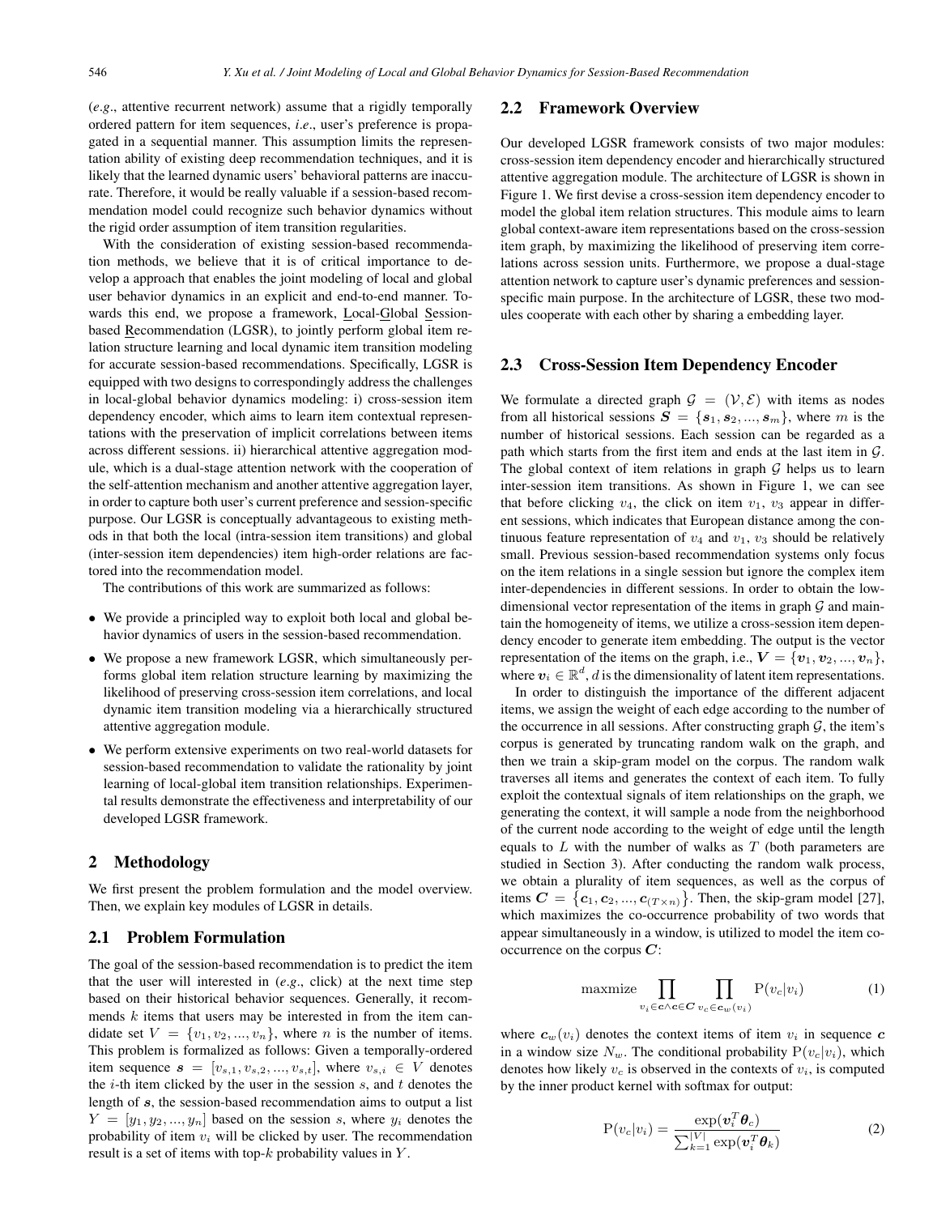(*e.g*., attentive recurrent network) assume that a rigidly temporally ordered pattern for item sequences, *i.e*., user's preference is propagated in a sequential manner. This assumption limits the representation ability of existing deep recommendation techniques, and it is likely that the learned dynamic users' behavioral patterns are inaccurate. Therefore, it would be really valuable if a session-based recommendation model could recognize such behavior dynamics without the rigid order assumption of item transition regularities.

With the consideration of existing session-based recommendation methods, we believe that it is of critical importance to develop a approach that enables the joint modeling of local and global user behavior dynamics in an explicit and end-to-end manner. Towards this end, we propose a framework, Local-Global Session-based Recommendation (LGSR), to jointly perform global item relation structure learning and local dynamic item transition modeling for accurate session-based recommendations. Specifically, LGSR is equipped with two designs to correspondingly address the challenges in local-global behavior dynamics modeling: i) cross-session item dependency encoder, which aims to learn item contextual representations with the preservation of implicit correlations between items across different sessions. ii) hierarchical attentive aggregation module, which is a dual-stage attention network with the cooperation of the self-attention mechanism and another attentive aggregation layer, in order to capture both user's current preference and session-specific purpose. Our LGSR is conceptually advantageous to existing methods in that both the local (intra-session item transitions) and global (inter-session item dependencies) item high-order relations are factored into the recommendation model.

The contributions of this work are summarized as follows:

- We provide a principled way to exploit both local and global behavior dynamics of users in the session-based recommendation.
- We propose a new framework LGSR, which simultaneously performs global item relation structure learning by maximizing the likelihood of preserving cross-session item correlations, and local dynamic item transition modeling via a hierarchically structured attentive aggregation module.
- We perform extensive experiments on two real-world datasets for session-based recommendation to validate the rationality by joint learning of local-global item transition relationships. Experimental results demonstrate the effectiveness and interpretability of our developed LGSR framework.

## 2 Methodology

We first present the problem formulation and the model overview. Then, we explain key modules of LGSR in details.

### 2.1 Problem Formulation

The goal of the session-based recommendation is to predict the item that the user will interested in (*e.g*., click) at the next time step based on their historical behavior sequences. Generally, it recommends $k$ items that users may be interested in from the item candidate set $V = \{v_1, v_2, ..., v_n\}$, where $n$ is the number of items. This problem is formalized as follows: Given a temporally-ordered item sequence $\boldsymbol{s} = [v_{s,1}, v_{s,2}, ..., v_{s,t}]$, where $v_{s,i} \in V$ denotes the $i$-th item clicked by the user in the session $s$, and $t$ denotes the length of $\boldsymbol{s}$, the session-based recommendation aims to output a list $Y = [y_1, y_2, ..., y_n]$ based on the session $s$, where $y_i$ denotes the probability of item $v_i$ will be clicked by user. The recommendation result is a set of items with top-$k$ probability values in $Y$.

### 2.2 Framework Overview

Our developed LGSR framework consists of two major modules: cross-session item dependency encoder and hierarchically structured attentive aggregation module. The architecture of LGSR is shown in Figure 1. We first devise a cross-session item dependency encoder to model the global item relation structures. This module aims to learn global context-aware item representations based on the cross-session item graph, by maximizing the likelihood of preserving item correlations across session units. Furthermore, we propose a dual-stage attention network to capture user's dynamic preferences and session-specific main purpose. In the architecture of LGSR, these two modules cooperate with each other by sharing a embedding layer.

### 2.3 Cross-Session Item Dependency Encoder

We formulate a directed graph $\mathcal{G} = (\mathcal{V}, \mathcal{E})$ with items as nodes from all historical sessions $\boldsymbol{S} = \{\boldsymbol{s}_1, \boldsymbol{s}_2, ..., \boldsymbol{s}_m\}$, where $m$ is the number of historical sessions. Each session can be regarded as a path which starts from the first item and ends at the last item in $\mathcal{G}$. The global context of item relations in graph $\mathcal{G}$ helps us to learn inter-session item transitions. As shown in Figure 1, we can see that before clicking $v_4$, the click on item $v_1$, $v_3$ appear in different sessions, which indicates that European distance among the continuous feature representation of $v_4$ and $v_1$, $v_3$ should be relatively small. Previous session-based recommendation systems only focus on the item relations in a single session but ignore the complex item inter-dependencies in different sessions. In order to obtain the low-dimensional vector representation of the items in graph $\mathcal{G}$ and maintain the homogeneity of items, we utilize a cross-session item dependency encoder to generate item embedding. The output is the vector representation of the items on the graph, i.e., $\boldsymbol{V} = \{\boldsymbol{v}_1, \boldsymbol{v}_2, ..., \boldsymbol{v}_n\}$, where $\boldsymbol{v}_i \in \mathbb{R}^d$, $d$ is the dimensionality of latent item representations.

In order to distinguish the importance of the different adjacent items, we assign the weight of each edge according to the number of the occurrence in all sessions. After constructing graph $\mathcal{G}$, the item's corpus is generated by truncating random walk on the graph, and then we train a skip-gram model on the corpus. The random walk traverses all items and generates the context of each item. To fully exploit the contextual signals of item relationships on the graph, we generating the context, it will sample a node from the neighborhood of the current node according to the weight of edge until the length equals to $L$ with the number of walks as $T$ (both parameters are studied in Section 3). After conducting the random walk process, we obtain a plurality of item sequences, as well as the corpus of items $\boldsymbol{C} = \{\boldsymbol{c}_1, \boldsymbol{c}_2, ..., \boldsymbol{c}_{(T \times n)}\}$. Then, the skip-gram model [27], which maximizes the co-occurrence probability of two words that appear simultaneously in a window, is utilized to model the item co-occurrence on the corpus $\boldsymbol{C}$:

$$\text{maxmize} \prod_{v_i \in \boldsymbol{c} \wedge \boldsymbol{c} \in \boldsymbol{C}} \prod_{v_c \in \boldsymbol{c}_w(v_i)} \mathrm{P}(v_c|v_i) \tag{1}$$

where $\boldsymbol{c}_w(v_i)$ denotes the context items of item $v_i$ in sequence $\boldsymbol{c}$ in a window size $N_w$. The conditional probability $\mathrm{P}(v_c|v_i)$, which denotes how likely $v_c$ is observed in the contexts of $v_i$, is computed by the inner product kernel with softmax for output:

$$\mathrm{P}(v_c|v_i) = \frac{\exp(\boldsymbol{v}_i^T \boldsymbol{\theta}_c)}{\sum_{k=1}^{|V|} \exp(\boldsymbol{v}_i^T \boldsymbol{\theta}_k)} \tag{2}$$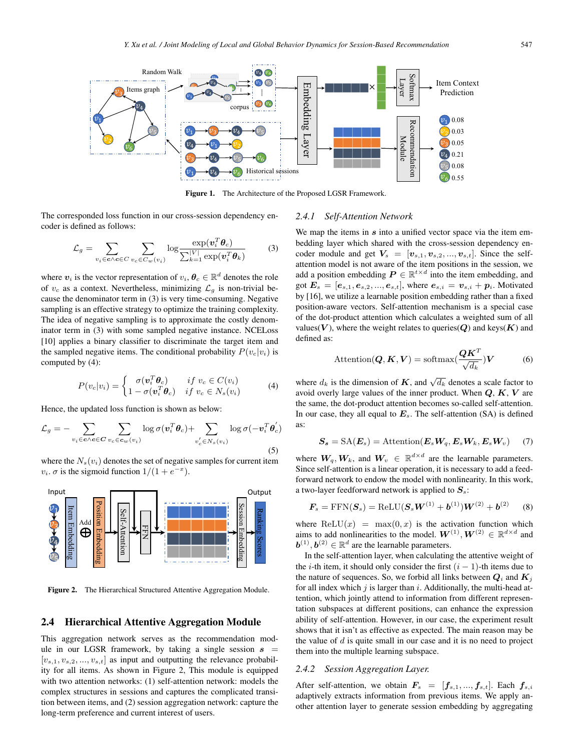Figure 1. The Architecture of the Proposed LGSR Framework.

The corresponded loss function in our cross-session dependency encoder is defined as follows:

$$\mathcal{L}_g = \sum_{v_i \in \boldsymbol{c} \wedge \boldsymbol{c} \in C} \sum_{v_c \in C_w(v_i)} \log \frac{\exp(\boldsymbol{v}_i^T \boldsymbol{\theta}_c)}{\sum_{k=1}^{|V|} \exp(\boldsymbol{v}_i^T \boldsymbol{\theta}_k)} \tag{3}$$

where $\boldsymbol{v}_i$ is the vector representation of $v_i$, $\boldsymbol{\theta}_c \in \mathbb{R}^d$ denotes the role of $v_c$ as a context. Nevertheless, minimizing $\mathcal{L}_g$ is non-trivial because the denominator term in (3) is very time-consuming. Negative sampling is an effective strategy to optimize the training complexity. The idea of negative sampling is to approximate the costly denominator term in (3) with some sampled negative instance. NCELoss [10] applies a binary classifier to discriminate the target item and the sampled negative items. The conditional probability $P(v_c|v_i)$ is computed by (4):

$$P(v_c|v_i) = \begin{cases} \sigma(\boldsymbol{v}_i^T \boldsymbol{\theta}_c) & if\ v_c \in C(v_i) \\ 1 - \sigma(\boldsymbol{v}_i^T \boldsymbol{\theta}_c) & if\ v_c \in N_s(v_i) \end{cases} \tag{4}$$

Hence, the updated loss function is shown as below:

$$\mathcal{L}_g = -\sum_{v_i \in \boldsymbol{c} \wedge \boldsymbol{c} \in \boldsymbol{C}} \sum_{v_c \in \boldsymbol{c}_w(v_i)} \log \sigma(\boldsymbol{v}_i^T \boldsymbol{\theta}_c) + \sum_{v_c^{'} \in N_s(v_i)} \log \sigma(-\boldsymbol{v}_i^T \boldsymbol{\theta}_c^{'}) \tag{5}$$

where the $N_s(v_i)$ denotes the set of negative samples for current item $v_i$. $\sigma$ is the sigmoid function $1/(1+e^{-x})$.

Figure 2. The Hierarchical Structured Attentive Aggregation Module.

## 2.4 Hierarchical Attentive Aggregation Module

This aggregation network serves as the recommendation module in our LGSR framework, by taking a single session $\boldsymbol{s} = [v_{s,1}, v_{s,2}, ..., v_{s,t}]$ as input and outputting the relevance probability for all items. As shown in Figure 2, This module is equipped with two attention networks: (1) self-attention network: models the complex structures in sessions and captures the complicated transition between items, and (2) session aggregation network: capture the long-term preference and current interest of users.

### 2.4.1 Self-Attention Network

We map the items in $\boldsymbol{s}$ into a unified vector space via the item embedding layer which shared with the cross-session dependency encoder module and get $\boldsymbol{V}_s = [\boldsymbol{v}_{s,1}, \boldsymbol{v}_{s,2}, ..., \boldsymbol{v}_{s,t}]$. Since the self-attention model is not aware of the item positions in the session, we add a position embedding $\boldsymbol{P} \in \mathbb{R}^{t \times d}$ into the item embedding, and got $\boldsymbol{E}_s = [\boldsymbol{e}_{s,1}, \boldsymbol{e}_{s,2}, ..., \boldsymbol{e}_{s,t}]$, where $\boldsymbol{e}_{s,i} = \boldsymbol{v}_{s,i} + \boldsymbol{p}_i$. Motivated by [16], we utilize a learnable position embedding rather than a fixed position-aware vectors. Self-attention mechanism is a special case of the dot-product attention which calculates a weighted sum of all values($\boldsymbol{V}$), where the weight relates to queries($\boldsymbol{Q}$) and keys($\boldsymbol{K}$) and defined as:

$$\text{Attention}(\boldsymbol{Q}, \boldsymbol{K}, \boldsymbol{V}) = \text{softmax}(\frac{\boldsymbol{Q}\boldsymbol{K}^T}{\sqrt{d_k}})\boldsymbol{V} \tag{6}$$

where $d_k$ is the dimension of $\boldsymbol{K}$, and $\sqrt{d_k}$ denotes a scale factor to avoid overly large values of the inner product. When $\boldsymbol{Q}$, $\boldsymbol{K}$, $\boldsymbol{V}$ are the same, the dot-product attention becomes so-called self-attention. In our case, they all equal to $\boldsymbol{E}_s$. The self-attention (SA) is defined as:

$$\boldsymbol{S_s} = \text{SA}(\boldsymbol{E}_s) = \text{Attention}(\boldsymbol{E}_s \boldsymbol{W}_q, \boldsymbol{E}_s \boldsymbol{W}_k, \boldsymbol{E}_s \boldsymbol{W}_v) \tag{7}$$

where $\boldsymbol{W}_q, \boldsymbol{W}_k$, and $\boldsymbol{W}_v \in \mathbb{R}^{d \times d}$ are the learnable parameters. Since self-attention is a linear operation, it is necessary to add a feed-forward network to endow the model with nonlinearity. In this work, a two-layer feedforward network is applied to $\boldsymbol{S}_s$:

$$\boldsymbol{F}_s = \text{FFN}(\boldsymbol{S}_s) = \text{ReLU}(\boldsymbol{S}_s \boldsymbol{W}^{(1)} + \boldsymbol{b}^{(1)})\boldsymbol{W}^{(2)} + \boldsymbol{b}^{(2)} \tag{8}$$

where $\text{ReLU}(x) = \max(0, x)$ is the activation function which aims to add nonlinearities to the model. $\boldsymbol{W}^{(1)}, \boldsymbol{W}^{(2)} \in \mathbb{R}^{d \times d}$ and $\boldsymbol{b}^{(1)}, \boldsymbol{b}^{(2)} \in \mathbb{R}^d$ are the learnable parameters.

In the self-attention layer, when calculating the attentive weight of the $i$-th item, it should only consider the first $(i-1)$-th items due to the nature of sequences. So, we forbid all links between $\boldsymbol{Q}_i$ and $\boldsymbol{K}_j$ for all index which $j$ is larger than $i$. Additionally, the multi-head attention, which jointly attend to information from different representation subspaces at different positions, can enhance the expression ability of self-attention. However, in our case, the experiment result shows that it isn't as effective as expected. The main reason may be the value of $d$ is quite small in our case and it is no need to project them into the multiple learning subspace.

### 2.4.2 Session Aggregation Layer.

After self-attention, we obtain $\boldsymbol{F}_s = [\boldsymbol{f}_{s,1}, ..., \boldsymbol{f}_{s,t}]$. Each $\boldsymbol{f}_{s,i}$ adaptively extracts information from previous items. We apply another attention layer to generate session embedding by aggregating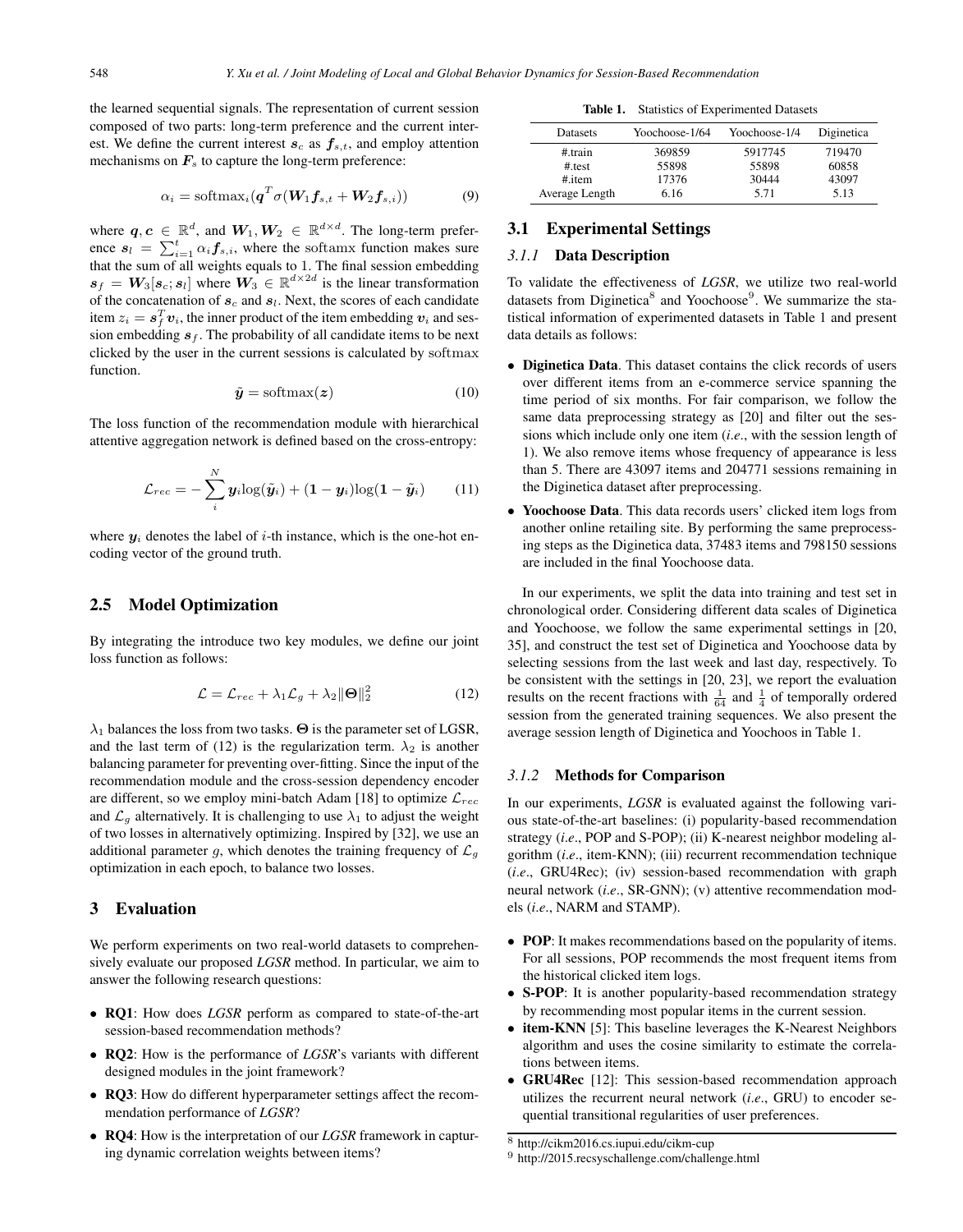the learned sequential signals. The representation of current session composed of two parts: long-term preference and the current interest. We define the current interest $\boldsymbol{s}_c$ as $\boldsymbol{f}_{s,t}$, and employ attention mechanisms on $\boldsymbol{F}_s$ to capture the long-term preference:

$$\alpha_i = \text{softmax}_i(\boldsymbol{q}^T \sigma(\boldsymbol{W}_1 \boldsymbol{f}_{s,t} + \boldsymbol{W}_2 \boldsymbol{f}_{s,i})) \tag{9}$$

where $\boldsymbol{q}, \boldsymbol{c} \in \mathbb{R}^d$, and $\boldsymbol{W}_1, \boldsymbol{W}_2 \in \mathbb{R}^{d \times d}$. The long-term preference $\boldsymbol{s}_l = \sum_{i=1}^{t} \alpha_i \boldsymbol{f}_{s,i}$, where the softamx function makes sure that the sum of all weights equals to 1. The final session embedding $\boldsymbol{s}_f = \boldsymbol{W}_3[\boldsymbol{s}_c; \boldsymbol{s}_l]$ where $\boldsymbol{W}_3 \in \mathbb{R}^{d \times 2d}$ is the linear transformation of the concatenation of $\boldsymbol{s}_c$ and $\boldsymbol{s}_l$. Next, the scores of each candidate item $z_i = \boldsymbol{s}_f^T \boldsymbol{v}_i$, the inner product of the item embedding $\boldsymbol{v}_i$ and session embedding $\boldsymbol{s}_f$. The probability of all candidate items to be next clicked by the user in the current sessions is calculated by softmax function.

$$\tilde{\boldsymbol{y}} = \text{softmax}(\boldsymbol{z}) \tag{10}$$

The loss function of the recommendation module with hierarchical attentive aggregation network is defined based on the cross-entropy:

$$\mathcal{L}_{rec} = -\sum_{i}^{N} \boldsymbol{y}_i \log(\tilde{\boldsymbol{y}}_i) + (\boldsymbol{1} - \boldsymbol{y}_i)\log(\boldsymbol{1} - \tilde{\boldsymbol{y}}_i) \tag{11}$$

where $\boldsymbol{y}_i$ denotes the label of $i$-th instance, which is the one-hot encoding vector of the ground truth.

## 2.5 Model Optimization

By integrating the introduce two key modules, we define our joint loss function as follows:

$$\mathcal{L} = \mathcal{L}_{rec} + \lambda_1 \mathcal{L}_g + \lambda_2 \|\boldsymbol{\Theta}\|_2^2 \tag{12}$$

$\lambda_1$ balances the loss from two tasks. $\boldsymbol{\Theta}$ is the parameter set of LGSR, and the last term of (12) is the regularization term. $\lambda_2$ is another balancing parameter for preventing over-fitting. Since the input of the recommendation module and the cross-session dependency encoder are different, so we employ mini-batch Adam [18] to optimize $\mathcal{L}_{rec}$ and $\mathcal{L}_g$ alternatively. It is challenging to use $\lambda_1$ to adjust the weight of two losses in alternatively optimizing. Inspired by [32], we use an additional parameter $g$, which denotes the training frequency of $\mathcal{L}_g$ optimization in each epoch, to balance two losses.

# 3 Evaluation

We perform experiments on two real-world datasets to comprehensively evaluate our proposed *LGSR* method. In particular, we aim to answer the following research questions:

- **RQ1**: How does *LGSR* perform as compared to state-of-the-art session-based recommendation methods?
- **RQ2**: How is the performance of *LGSR*'s variants with different designed modules in the joint framework?
- **RQ3**: How do different hyperparameter settings affect the recommendation performance of *LGSR*?
- **RQ4**: How is the interpretation of our *LGSR* framework in capturing dynamic correlation weights between items?

**Table 1.** Statistics of Experimented Datasets

| Datasets | Yoochoose-1/64 | Yoochoose-1/4 | Diginetica |
|---|---|---|---|
| #.train | 369859 | 5917745 | 719470 |
| #.test | 55898 | 55898 | 60858 |
| #.item | 17376 | 30444 | 43097 |
| Average Length | 6.16 | 5.71 | 5.13 |

## 3.1 Experimental Settings

### *3.1.1* Data Description

To validate the effectiveness of *LGSR*, we utilize two real-world datasets from Diginetica[8] and Yoochoose[9]. We summarize the statistical information of experimented datasets in Table 1 and present data details as follows:

- **Diginetica Data**. This dataset contains the click records of users over different items from an e-commerce service spanning the time period of six months. For fair comparison, we follow the same data preprocessing strategy as [20] and filter out the sessions which include only one item (*i.e*., with the session length of 1). We also remove items whose frequency of appearance is less than 5. There are 43097 items and 204771 sessions remaining in the Diginetica dataset after preprocessing.
- **Yoochoose Data**. This data records users' clicked item logs from another online retailing site. By performing the same preprocessing steps as the Diginetica data, 37483 items and 798150 sessions are included in the final Yoochoose data.

In our experiments, we split the data into training and test set in chronological order. Considering different data scales of Diginetica and Yoochoose, we follow the same experimental settings in [20, 35], and construct the test set of Diginetica and Yoochoose data by selecting sessions from the last week and last day, respectively. To be consistent with the settings in [20, 23], we report the evaluation results on the recent fractions with $\frac{1}{64}$ and $\frac{1}{4}$ of temporally ordered session from the generated training sequences. We also present the average session length of Diginetica and Yoochoos in Table 1.

### *3.1.2* Methods for Comparison

In our experiments, *LGSR* is evaluated against the following various state-of-the-art baselines: (i) popularity-based recommendation strategy (*i.e*., POP and S-POP); (ii) K-nearest neighbor modeling algorithm (*i.e*., item-KNN); (iii) recurrent recommendation technique (*i.e*., GRU4Rec); (iv) session-based recommendation with graph neural network (*i.e*., SR-GNN); (v) attentive recommendation models (*i.e*., NARM and STAMP).

- **POP**: It makes recommendations based on the popularity of items. For all sessions, POP recommends the most frequent items from the historical clicked item logs.
- **S-POP**: It is another popularity-based recommendation strategy by recommending most popular items in the current session.
- **item-KNN** [5]: This baseline leverages the K-Nearest Neighbors algorithm and uses the cosine similarity to estimate the correlations between items.
- **GRU4Rec** [12]: This session-based recommendation approach utilizes the recurrent neural network (*i.e*., GRU) to encoder sequential transitional regularities of user preferences.

[8] http://cikm2016.cs.iupui.edu/cikm-cup

[9] http://2015.recsyschallenge.com/challenge.html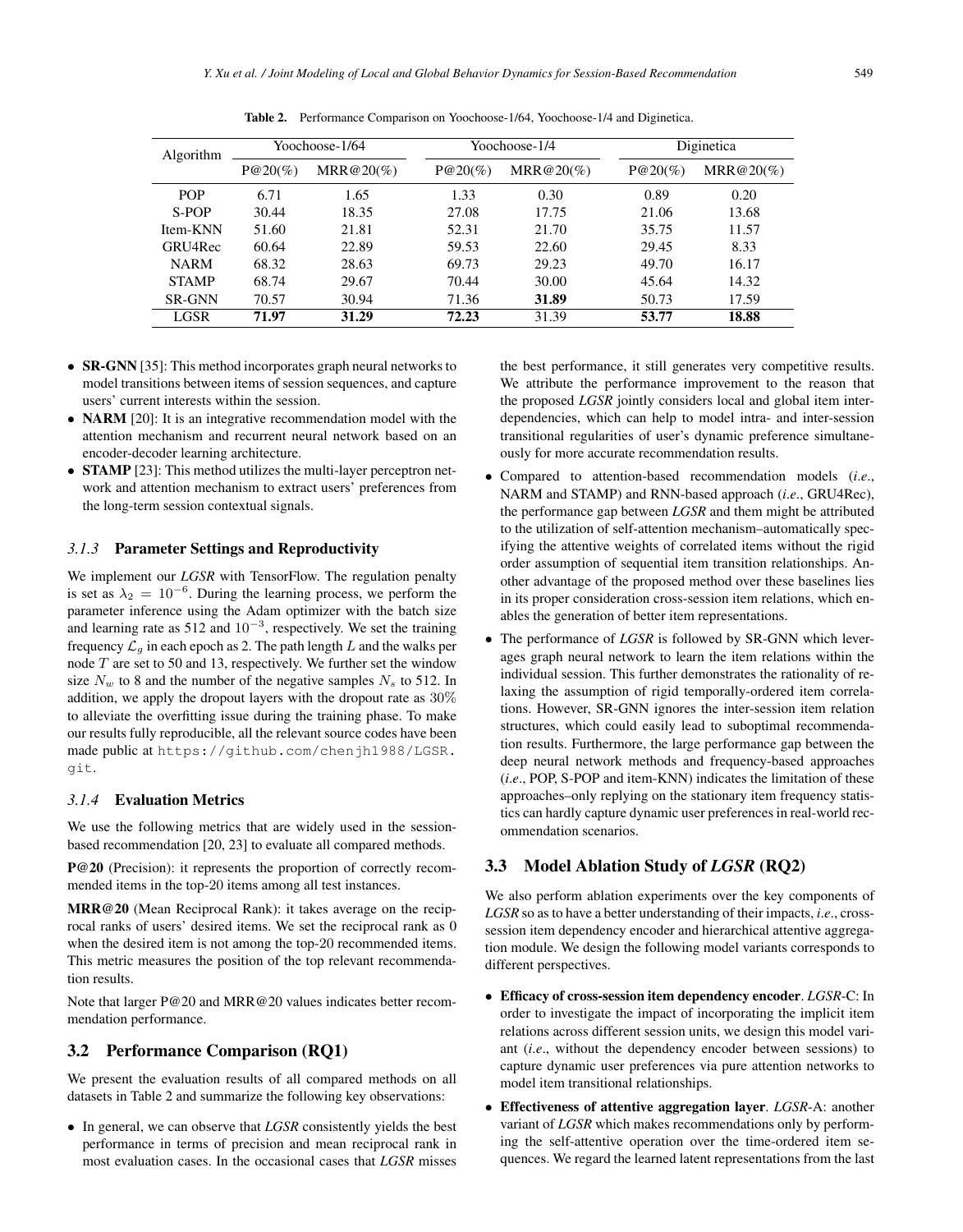**Table 2.** Performance Comparison on Yoochoose-1/64, Yoochoose-1/4 and Diginetica.

| Algorithm | Yoochoose-1/64 | | Yoochoose-1/4 | | Diginetica | |
|---|---|---|---|---|---|---|
| | P@20(%) | MRR@20(%) | P@20(%) | MRR@20(%) | P@20(%) | MRR@20(%) |
| POP | 6.71 | 1.65 | 1.33 | 0.30 | 0.89 | 0.20 |
| S-POP | 30.44 | 18.35 | 27.08 | 17.75 | 21.06 | 13.68 |
| Item-KNN | 51.60 | 21.81 | 52.31 | 21.70 | 35.75 | 11.57 |
| GRU4Rec | 60.64 | 22.89 | 59.53 | 22.60 | 29.45 | 8.33 |
| NARM | 68.32 | 28.63 | 69.73 | 29.23 | 49.70 | 16.17 |
| STAMP | 68.74 | 29.67 | 70.44 | 30.00 | 45.64 | 14.32 |
| SR-GNN | 70.57 | 30.94 | 71.36 | **31.89** | 50.73 | 17.59 |
| LGSR | **71.97** | **31.29** | **72.23** | 31.39 | **53.77** | **18.88** |

- **SR-GNN** [35]: This method incorporates graph neural networks to model transitions between items of session sequences, and capture users' current interests within the session.
- **NARM** [20]: It is an integrative recommendation model with the attention mechanism and recurrent neural network based on an encoder-decoder learning architecture.
- **STAMP** [23]: This method utilizes the multi-layer perceptron network and attention mechanism to extract users' preferences from the long-term session contextual signals.

### *3.1.3* Parameter Settings and Reproductivity

We implement our *LGSR* with TensorFlow. The regulation penalty is set as $\lambda_2 = 10^{-6}$. During the learning process, we perform the parameter inference using the Adam optimizer with the batch size and learning rate as 512 and $10^{-3}$, respectively. We set the training frequency $\mathcal{L}_g$ in each epoch as 2. The path length $L$ and the walks per node $T$ are set to 50 and 13, respectively. We further set the window size $N_w$ to 8 and the number of the negative samples $N_s$ to 512. In addition, we apply the dropout layers with the dropout rate as 30% to alleviate the overfitting issue during the training phase. To make our results fully reproducible, all the relevant source codes have been made public at https://github.com/chenjh1988/LGSR.git.

### *3.1.4* Evaluation Metrics

We use the following metrics that are widely used in the session-based recommendation [20, 23] to evaluate all compared methods.

**P@20** (Precision): it represents the proportion of correctly recommended items in the top-20 items among all test instances.

**MRR@20** (Mean Reciprocal Rank): it takes average on the reciprocal ranks of users' desired items. We set the reciprocal rank as 0 when the desired item is not among the top-20 recommended items. This metric measures the position of the top relevant recommendation results.

Note that larger P@20 and MRR@20 values indicates better recommendation performance.

## 3.2 Performance Comparison (RQ1)

We present the evaluation results of all compared methods on all datasets in Table 2 and summarize the following key observations:

- In general, we can observe that *LGSR* consistently yields the best performance in terms of precision and mean reciprocal rank in most evaluation cases. In the occasional cases that *LGSR* misses the best performance, it still generates very competitive results. We attribute the performance improvement to the reason that the proposed *LGSR* jointly considers local and global item inter-dependencies, which can help to model intra- and inter-session transitional regularities of user's dynamic preference simultaneously for more accurate recommendation results.
- Compared to attention-based recommendation models (*i.e*., NARM and STAMP) and RNN-based approach (*i.e*., GRU4Rec), the performance gap between *LGSR* and them might be attributed to the utilization of self-attention mechanism–automatically specifying the attentive weights of correlated items without the rigid order assumption of sequential item transition relationships. Another advantage of the proposed method over these baselines lies in its proper consideration cross-session item relations, which enables the generation of better item representations.
- The performance of *LGSR* is followed by SR-GNN which leverages graph neural network to learn the item relations within the individual session. This further demonstrates the rationality of relaxing the assumption of rigid temporally-ordered item correlations. However, SR-GNN ignores the inter-session item relation structures, which could easily lead to suboptimal recommendation results. Furthermore, the large performance gap between the deep neural network methods and frequency-based approaches (*i.e*., POP, S-POP and item-KNN) indicates the limitation of these approaches–only replying on the stationary item frequency statistics can hardly capture dynamic user preferences in real-world recommendation scenarios.

## 3.3 Model Ablation Study of *LGSR* (RQ2)

We also perform ablation experiments over the key components of *LGSR* so as to have a better understanding of their impacts, *i.e*., cross-session item dependency encoder and hierarchical attentive aggregation module. We design the following model variants corresponds to different perspectives.

- **Efficacy of cross-session item dependency encoder**. *LGSR*-C: In order to investigate the impact of incorporating the implicit item relations across different session units, we design this model variant (*i.e*., without the dependency encoder between sessions) to capture dynamic user preferences via pure attention networks to model item transitional relationships.
- **Effectiveness of attentive aggregation layer**. *LGSR*-A: another variant of *LGSR* which makes recommendations only by performing the self-attentive operation over the time-ordered item sequences. We regard the learned latent representations from the last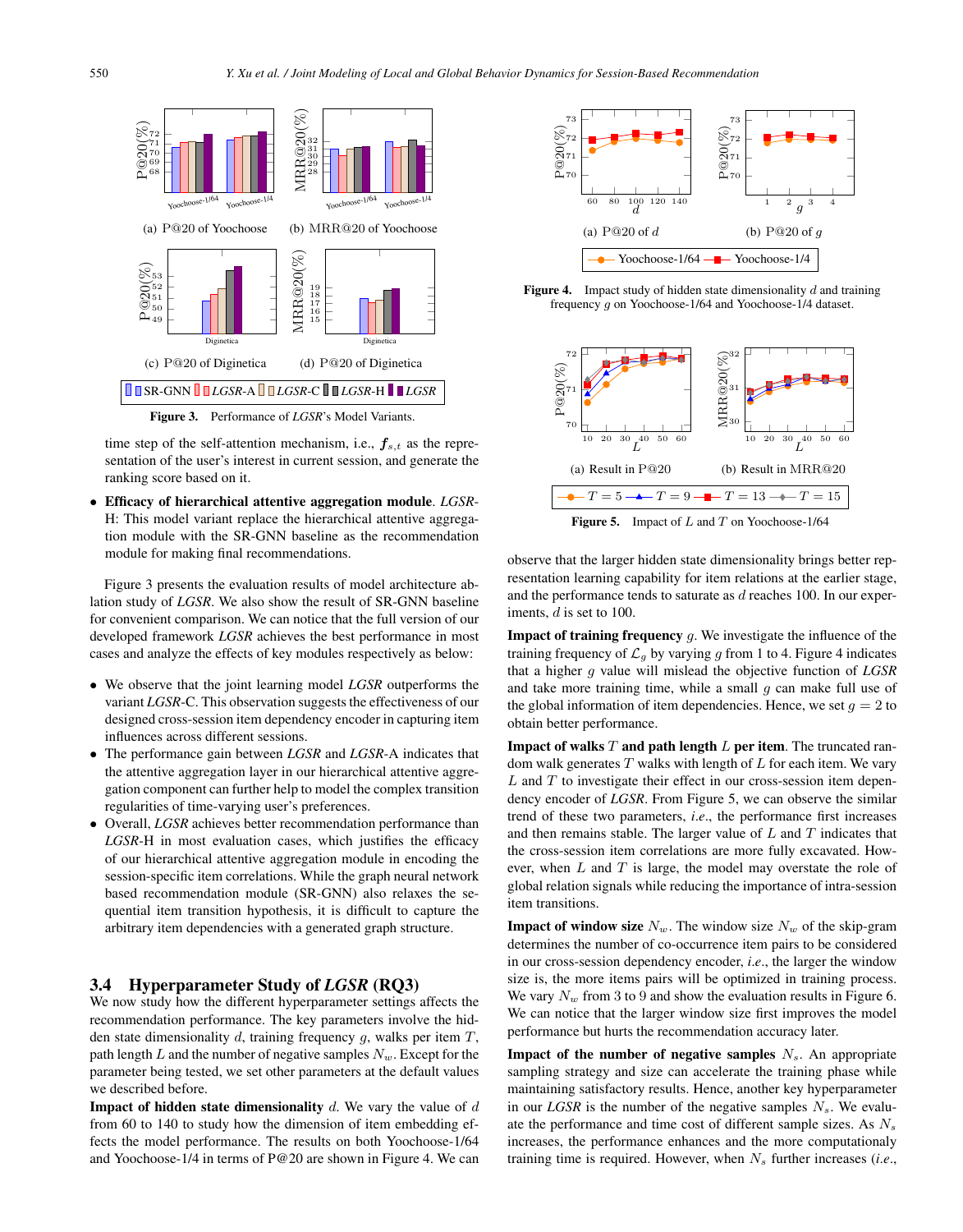(a) P@20 of Yoochoose

(b) MRR@20 of Yoochoose

(c) P@20 of Diginetica

(d) P@20 of Diginetica

**Figure 3.** Performance of *LGSR*'s Model Variants.

time step of the self-attention mechanism, i.e., $\boldsymbol{f}_{s,t}$ as the representation of the user's interest in current session, and generate the ranking score based on it.

- **Efficacy of hierarchical attentive aggregation module**. *LGSR*-H: This model variant replace the hierarchical attentive aggregation module with the SR-GNN baseline as the recommendation module for making final recommendations.

Figure 3 presents the evaluation results of model architecture ablation study of *LGSR*. We also show the result of SR-GNN baseline for convenient comparison. We can notice that the full version of our developed framework *LGSR* achieves the best performance in most cases and analyze the effects of key modules respectively as below:

- We observe that the joint learning model *LGSR* outperforms the variant *LGSR*-C. This observation suggests the effectiveness of our designed cross-session item dependency encoder in capturing item influences across different sessions.
- The performance gain between *LGSR* and *LGSR*-A indicates that the attentive aggregation layer in our hierarchical attentive aggregation component can further help to model the complex transition regularities of time-varying user's preferences.
- Overall, *LGSR* achieves better recommendation performance than *LGSR*-H in most evaluation cases, which justifies the efficacy of our hierarchical attentive aggregation module in encoding the session-specific item correlations. While the graph neural network based recommendation module (SR-GNN) also relaxes the sequential item transition hypothesis, it is difficult to capture the arbitrary item dependencies with a generated graph structure.

## 3.4 Hyperparameter Study of *LGSR* (RQ3)

We now study how the different hyperparameter settings affects the recommendation performance. The key parameters involve the hidden state dimensionality $d$, training frequency $g$, walks per item $T$, path length $L$ and the number of negative samples $N_w$. Except for the parameter being tested, we set other parameters at the default values we described before.

**Impact of hidden state dimensionality** $d$. We vary the value of $d$ from 60 to 140 to study how the dimension of item embedding effects the model performance. The results on both Yoochoose-1/64 and Yoochoose-1/4 in terms of P@20 are shown in Figure 4. We can observe that the larger hidden state dimensionality brings better representation learning capability for item relations at the earlier stage, and the performance tends to saturate as $d$ reaches 100. In our experiments, $d$ is set to 100.

(a) P@20 of $d$

(b) P@20 of $g$

**Figure 4.** Impact study of hidden state dimensionality $d$ and training frequency $g$ on Yoochoose-1/64 and Yoochoose-1/4 dataset.

(a) Result in P@20

(b) Result in MRR@20

**Figure 5.** Impact of $L$ and $T$ on Yoochoose-1/64

**Impact of training frequency** $g$. We investigate the influence of the training frequency of $\mathcal{L}_g$ by varying $g$ from 1 to 4. Figure 4 indicates that a higher $g$ value will mislead the objective function of *LGSR* and take more training time, while a small $g$ can make full use of the global information of item dependencies. Hence, we set $g = 2$ to obtain better performance.

**Impact of walks** $T$ **and path length** $L$ **per item**. The truncated random walk generates $T$ walks with length of $L$ for each item. We vary $L$ and $T$ to investigate their effect in our cross-session item dependency encoder of *LGSR*. From Figure 5, we can observe the similar trend of these two parameters, *i.e*., the performance first increases and then remains stable. The larger value of $L$ and $T$ indicates that the cross-session item correlations are more fully excavated. However, when $L$ and $T$ is large, the model may overstate the role of global relation signals while reducing the importance of intra-session item transitions.

**Impact of window size** $N_w$. The window size $N_w$ of the skip-gram determines the number of co-occurrence item pairs to be considered in our cross-session dependency encoder, *i.e*., the larger the window size is, the more items pairs will be optimized in training process. We vary $N_w$ from 3 to 9 and show the evaluation results in Figure 6. We can notice that the larger window size first improves the model performance but hurts the recommendation accuracy later.

**Impact of the number of negative samples** $N_s$. An appropriate sampling strategy and size can accelerate the training phase while maintaining satisfactory results. Hence, another key hyperparameter in our *LGSR* is the number of the negative samples $N_s$. We evaluate the performance and time cost of different sample sizes. As $N_s$ increases, the performance enhances and the more computationaly training time is required. However, when $N_s$ further increases (*i.e*.,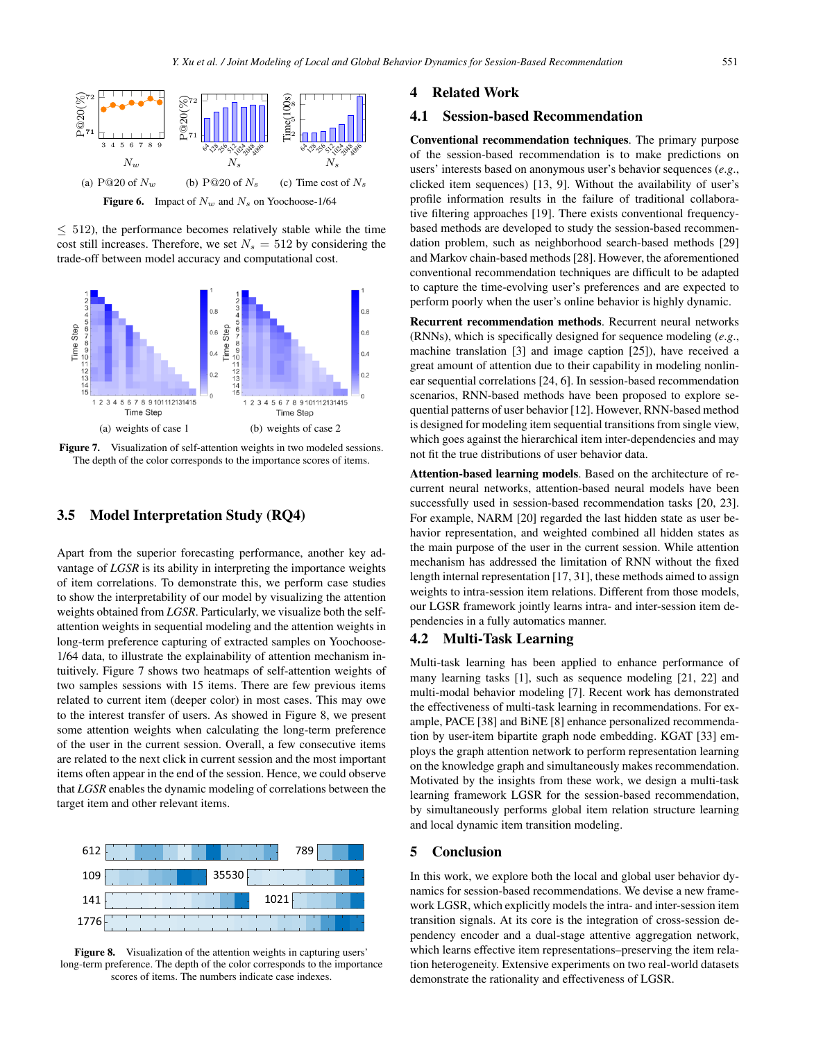**Figure 6.** Impact of $N_w$ and $N_s$ on Yoochoose-1/64

(a) P@20 of $N_w$ (b) P@20 of $N_s$ (c) Time cost of $N_s$

$\leq$ 512), the performance becomes relatively stable while the time cost still increases. Therefore, we set $N_s = 512$ by considering the trade-off between model accuracy and computational cost.

(a) weights of case 1 (b) weights of case 2

**Figure 7.** Visualization of self-attention weights in two modeled sessions. The depth of the color corresponds to the importance scores of items.

## 3.5 Model Interpretation Study (RQ4)

Apart from the superior forecasting performance, another key advantage of *LGSR* is its ability in interpreting the importance weights of item correlations. To demonstrate this, we perform case studies to show the interpretability of our model by visualizing the attention weights obtained from *LGSR*. Particularly, we visualize both the self-attention weights in sequential modeling and the attention weights in long-term preference capturing of extracted samples on Yoochoose-1/64 data, to illustrate the explainability of attention mechanism intuitively. Figure 7 shows two heatmaps of self-attention weights of two samples sessions with 15 items. There are few previous items related to current item (deeper color) in most cases. This may owe to the interest transfer of users. As showed in Figure 8, we present some attention weights when calculating the long-term preference of the user in the current session. Overall, a few consecutive items are related to the next click in current session and the most important items often appear in the end of the session. Hence, we could observe that *LGSR* enables the dynamic modeling of correlations between the target item and other relevant items.

**Figure 8.** Visualization of the attention weights in capturing users' long-term preference. The depth of the color corresponds to the importance scores of items. The numbers indicate case indexes.

## 4 Related Work

### 4.1 Session-based Recommendation

**Conventional recommendation techniques**. The primary purpose of the session-based recommendation is to make predictions on users' interests based on anonymous user's behavior sequences (*e.g.*, clicked item sequences) [13, 9]. Without the availability of user's profile information results in the failure of traditional collaborative filtering approaches [19]. There exists conventional frequency-based methods are developed to study the session-based recommendation problem, such as neighborhood search-based methods [29] and Markov chain-based methods [28]. However, the aforementioned conventional recommendation techniques are difficult to be adapted to capture the time-evolving user's preferences and are expected to perform poorly when the user's online behavior is highly dynamic.

**Recurrent recommendation methods**. Recurrent neural networks (RNNs), which is specifically designed for sequence modeling (*e.g.*, machine translation [3] and image caption [25]), have received a great amount of attention due to their capability in modeling nonlinear sequential correlations [24, 6]. In session-based recommendation scenarios, RNN-based methods have been proposed to explore sequential patterns of user behavior [12]. However, RNN-based method is designed for modeling item sequential transitions from single view, which goes against the hierarchical item inter-dependencies and may not fit the true distributions of user behavior data.

**Attention-based learning models**. Based on the architecture of recurrent neural networks, attention-based neural models have been successfully used in session-based recommendation tasks [20, 23]. For example, NARM [20] regarded the last hidden state as user behavior representation, and weighted combined all hidden states as the main purpose of the user in the current session. While attention mechanism has addressed the limitation of RNN without the fixed length internal representation [17, 31], these methods aimed to assign weights to intra-session item relations. Different from those models, our LGSR framework jointly learns intra- and inter-session item dependencies in a fully automatics manner.

### 4.2 Multi-Task Learning

Multi-task learning has been applied to enhance performance of many learning tasks [1], such as sequence modeling [21, 22] and multi-modal behavior modeling [7]. Recent work has demonstrated the effectiveness of multi-task learning in recommendations. For example, PACE [38] and BiNE [8] enhance personalized recommendation by user-item bipartite graph node embedding. KGAT [33] employs the graph attention network to perform representation learning on the knowledge graph and simultaneously makes recommendation. Motivated by the insights from these work, we design a multi-task learning framework LGSR for the session-based recommendation, by simultaneously performs global item relation structure learning and local dynamic item transition modeling.

## 5 Conclusion

In this work, we explore both the local and global user behavior dynamics for session-based recommendations. We devise a new framework LGSR, which explicitly models the intra- and inter-session item transition signals. At its core is the integration of cross-session dependency encoder and a dual-stage attentive aggregation network, which learns effective item representations–preserving the item relation heterogeneity. Extensive experiments on two real-world datasets demonstrate the rationality and effectiveness of LGSR.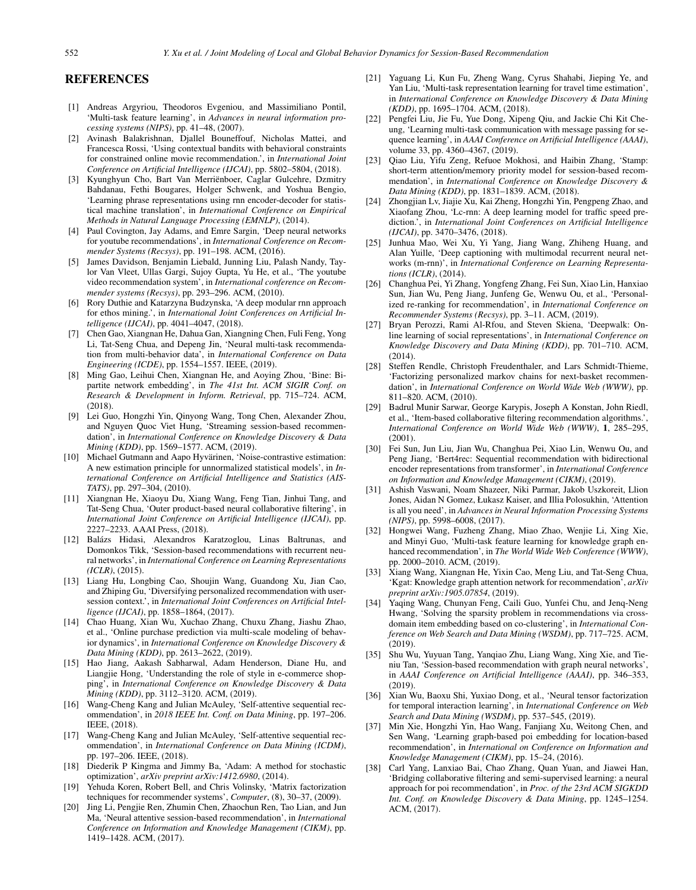## REFERENCES

[1] Andreas Argyriou, Theodoros Evgeniou, and Massimiliano Pontil, 'Multi-task feature learning', in *Advances in neural information processing systems (NIPS)*, pp. 41–48, (2007).

[2] Avinash Balakrishnan, Djallel Bouneffouf, Nicholas Mattei, and Francesca Rossi, 'Using contextual bandits with behavioral constraints for constrained online movie recommendation.', in *International Joint Conference on Artificial Intelligence (IJCAI)*, pp. 5802–5804, (2018).

[3] Kyunghyun Cho, Bart Van Merriënboer, Caglar Gulcehre, Dzmitry Bahdanau, Fethi Bougares, Holger Schwenk, and Yoshua Bengio, 'Learning phrase representations using rnn encoder-decoder for statistical machine translation', in *International Conference on Empirical Methods in Natural Language Processing (EMNLP)*, (2014).

[4] Paul Covington, Jay Adams, and Emre Sargin, 'Deep neural networks for youtube recommendations', in *International Conference on Recommender Systems (Recsys)*, pp. 191–198. ACM, (2016).

[5] James Davidson, Benjamin Liebald, Junning Liu, Palash Nandy, Taylor Van Vleet, Ullas Gargi, Sujoy Gupta, Yu He, et al., 'The youtube video recommendation system', in *International conference on Recommender systems (Recsys)*, pp. 293–296. ACM, (2010).

[6] Rory Duthie and Katarzyna Budzynska, 'A deep modular rnn approach for ethos mining.', in *International Joint Conferences on Artificial Intelligence (IJCAI)*, pp. 4041–4047, (2018).

[7] Chen Gao, Xiangnan He, Dahua Gan, Xiangning Chen, Fuli Feng, Yong Li, Tat-Seng Chua, and Depeng Jin, 'Neural multi-task recommendation from multi-behavior data', in *International Conference on Data Engineering (ICDE)*, pp. 1554–1557. IEEE, (2019).

[8] Ming Gao, Leihui Chen, Xiangnan He, and Aoying Zhou, 'Bine: Bipartite network embedding', in *The 41st Int. ACM SIGIR Conf. on Research & Development in Inform. Retrieval*, pp. 715–724. ACM, (2018).

[9] Lei Guo, Hongzhi Yin, Qinyong Wang, Tong Chen, Alexander Zhou, and Nguyen Quoc Viet Hung, 'Streaming session-based recommendation', in *International Conference on Knowledge Discovery & Data Mining (KDD)*, pp. 1569–1577. ACM, (2019).

[10] Michael Gutmann and Aapo Hyvärinen, 'Noise-contrastive estimation: A new estimation principle for unnormalized statistical models', in *International Conference on Artificial Intelligence and Statistics (AISTATS)*, pp. 297–304, (2010).

[11] Xiangnan He, Xiaoyu Du, Xiang Wang, Feng Tian, Jinhui Tang, and Tat-Seng Chua, 'Outer product-based neural collaborative filtering', in *International Joint Conference on Artificial Intelligence (IJCAI)*, pp. 2227–2233. AAAI Press, (2018).

[12] Balázs Hidasi, Alexandros Karatzoglou, Linas Baltrunas, and Domonkos Tikk, 'Session-based recommendations with recurrent neural networks', in *International Conference on Learning Representations (ICLR)*, (2015).

[13] Liang Hu, Longbing Cao, Shoujin Wang, Guandong Xu, Jian Cao, and Zhiping Gu, 'Diversifying personalized recommendation with user-session context.', in *International Joint Conferences on Artificial Intelligence (IJCAI)*, pp. 1858–1864, (2017).

[14] Chao Huang, Xian Wu, Xuchao Zhang, Chuxu Zhang, Jiashu Zhao, et al., 'Online purchase prediction via multi-scale modeling of behavior dynamics', in *International Conference on Knowledge Discovery & Data Mining (KDD)*, pp. 2613–2622, (2019).

[15] Hao Jiang, Aakash Sabharwal, Adam Henderson, Diane Hu, and Liangjie Hong, 'Understanding the role of style in e-commerce shopping', in *International Conference on Knowledge Discovery & Data Mining (KDD)*, pp. 3112–3120. ACM, (2019).

[16] Wang-Cheng Kang and Julian McAuley, 'Self-attentive sequential recommendation', in *2018 IEEE Int. Conf. on Data Mining*, pp. 197–206. IEEE, (2018).

[17] Wang-Cheng Kang and Julian McAuley, 'Self-attentive sequential recommendation', in *International Conference on Data Mining (ICDM)*, pp. 197–206. IEEE, (2018).

[18] Diederik P Kingma and Jimmy Ba, 'Adam: A method for stochastic optimization', *arXiv preprint arXiv:1412.6980*, (2014).

[19] Yehuda Koren, Robert Bell, and Chris Volinsky, 'Matrix factorization techniques for recommender systems', *Computer*, (8), 30–37, (2009).

[20] Jing Li, Pengjie Ren, Zhumin Chen, Zhaochun Ren, Tao Lian, and Jun Ma, 'Neural attentive session-based recommendation', in *International Conference on Information and Knowledge Management (CIKM)*, pp. 1419–1428. ACM, (2017).

[21] Yaguang Li, Kun Fu, Zheng Wang, Cyrus Shahabi, Jieping Ye, and Yan Liu, 'Multi-task representation learning for travel time estimation', in *International Conference on Knowledge Discovery & Data Mining (KDD)*, pp. 1695–1704. ACM, (2018).

[22] Pengfei Liu, Jie Fu, Yue Dong, Xipeng Qiu, and Jackie Chi Kit Cheung, 'Learning multi-task communication with message passing for sequence learning', in *AAAI Conference on Artificial Intelligence (AAAI)*, volume 33, pp. 4360–4367, (2019).

[23] Qiao Liu, Yifu Zeng, Refuoe Mokhosi, and Haibin Zhang, 'Stamp: short-term attention/memory priority model for session-based recommendation', in *International Conference on Knowledge Discovery & Data Mining (KDD)*, pp. 1831–1839. ACM, (2018).

[24] Zhongjian Lv, Jiajie Xu, Kai Zheng, Hongzhi Yin, Pengpeng Zhao, and Xiaofang Zhou, 'Lc-rnn: A deep learning model for traffic speed prediction.', in *International Joint Conferences on Artificial Intelligence (IJCAI)*, pp. 3470–3476, (2018).

[25] Junhua Mao, Wei Xu, Yi Yang, Jiang Wang, Zhiheng Huang, and Alan Yuille, 'Deep captioning with multimodal recurrent neural networks (m-rnn)', in *International Conference on Learning Representations (ICLR)*, (2014).

[26] Changhua Pei, Yi Zhang, Yongfeng Zhang, Fei Sun, Xiao Lin, Hanxiao Sun, Jian Wu, Peng Jiang, Junfeng Ge, Wenwu Ou, et al., 'Personalized re-ranking for recommendation', in *International Conference on Recommender Systems (Recsys)*, pp. 3–11. ACM, (2019).

[27] Bryan Perozzi, Rami Al-Rfou, and Steven Skiena, 'Deepwalk: Online learning of social representations', in *International Conference on Knowledge Discovery and Data Mining (KDD)*, pp. 701–710. ACM, (2014).

[28] Steffen Rendle, Christoph Freudenthaler, and Lars Schmidt-Thieme, 'Factorizing personalized markov chains for next-basket recommendation', in *International Conference on World Wide Web (WWW)*, pp. 811–820. ACM, (2010).

[29] Badrul Munir Sarwar, George Karypis, Joseph A Konstan, John Riedl, et al., 'Item-based collaborative filtering recommendation algorithms.', *International Conference on World Wide Web (WWW)*, **1**, 285–295, (2001).

[30] Fei Sun, Jun Liu, Jian Wu, Changhua Pei, Xiao Lin, Wenwu Ou, and Peng Jiang, 'Bert4rec: Sequential recommendation with bidirectional encoder representations from transformer', in *International Conference on Information and Knowledge Management (CIKM)*, (2019).

[31] Ashish Vaswani, Noam Shazeer, Niki Parmar, Jakob Uszkoreit, Llion Jones, Aidan N Gomez, Łukasz Kaiser, and Illia Polosukhin, 'Attention is all you need', in *Advances in Neural Information Processing Systems (NIPS)*, pp. 5998–6008, (2017).

[32] Hongwei Wang, Fuzheng Zhang, Miao Zhao, Wenjie Li, Xing Xie, and Minyi Guo, 'Multi-task feature learning for knowledge graph enhanced recommendation', in *The World Wide Web Conference (WWW)*, pp. 2000–2010. ACM, (2019).

[33] Xiang Wang, Xiangnan He, Yixin Cao, Meng Liu, and Tat-Seng Chua, 'Kgat: Knowledge graph attention network for recommendation', *arXiv preprint arXiv:1905.07854*, (2019).

[34] Yaqing Wang, Chunyan Feng, Caili Guo, Yunfei Chu, and Jenq-Neng Hwang, 'Solving the sparsity problem in recommendations via cross-domain item embedding based on co-clustering', in *International Conference on Web Search and Data Mining (WSDM)*, pp. 717–725. ACM, (2019).

[35] Shu Wu, Yuyuan Tang, Yanqiao Zhu, Liang Wang, Xing Xie, and Tieniu Tan, 'Session-based recommendation with graph neural networks', in *AAAI Conference on Artificial Intelligence (AAAI)*, pp. 346–353, (2019).

[36] Xian Wu, Baoxu Shi, Yuxiao Dong, et al., 'Neural tensor factorization for temporal interaction learning', in *International Conference on Web Search and Data Mining (WSDM)*, pp. 537–545, (2019).

[37] Min Xie, Hongzhi Yin, Hao Wang, Fanjiang Xu, Weitong Chen, and Sen Wang, 'Learning graph-based poi embedding for location-based recommendation', in *International on Conference on Information and Knowledge Management (CIKM)*, pp. 15–24, (2016).

[38] Carl Yang, Lanxiao Bai, Chao Zhang, Quan Yuan, and Jiawei Han, 'Bridging collaborative filtering and semi-supervised learning: a neural approach for poi recommendation', in *Proc. of the 23rd ACM SIGKDD Int. Conf. on Knowledge Discovery & Data Mining*, pp. 1245–1254. ACM, (2017).